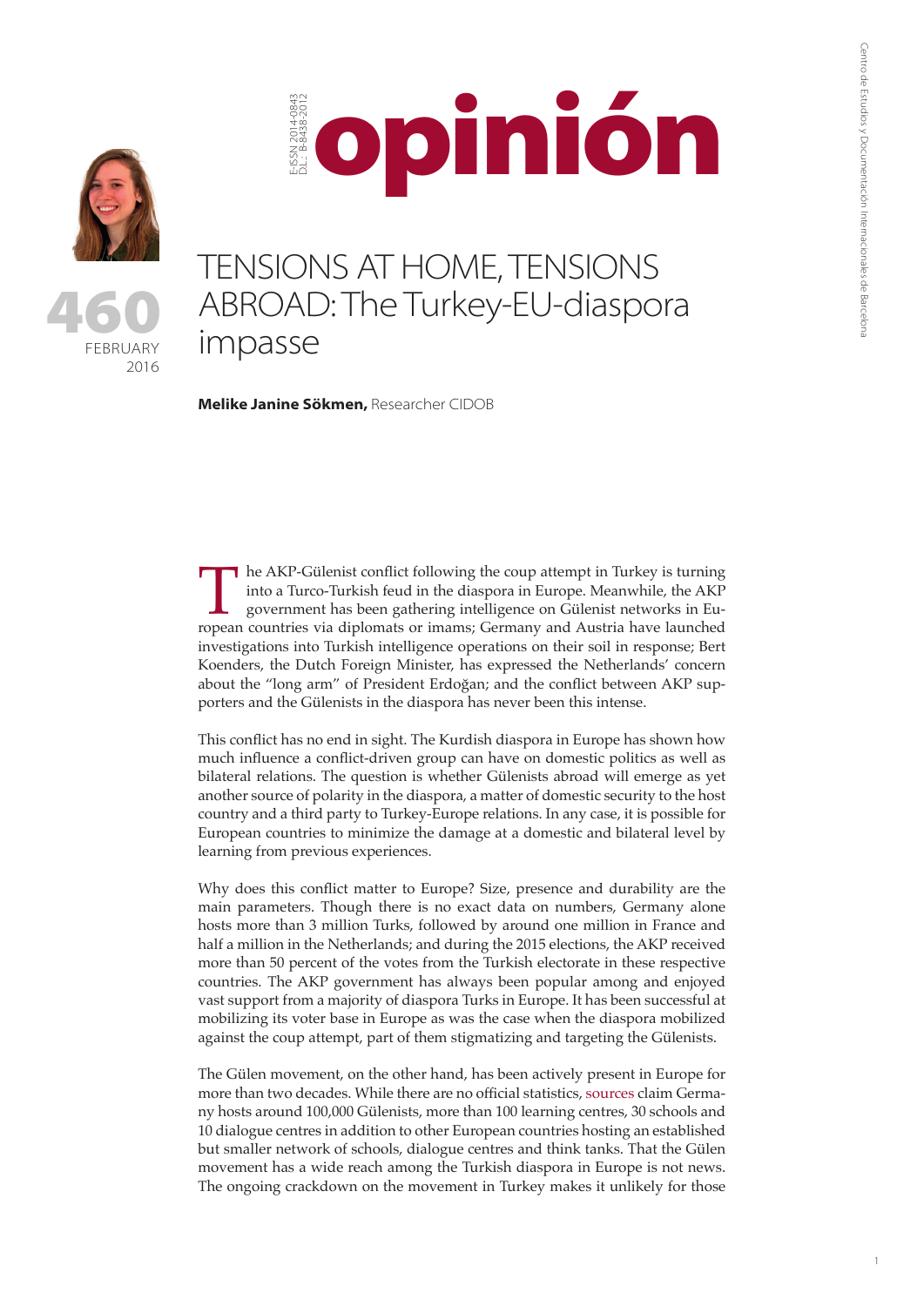# opinión

460
FEBRUARY
2016

# TENSIONS AT HOME, TENSIONS ABROAD: The Turkey-EU-diaspora impasse

**Melike Janine Sökmen,** Researcher CIDOB

The AKP-Gülenist conflict following the coup attempt in Turkey is turning into a Turco-Turkish feud in the diaspora in Europe. Meanwhile, the AKP government has been gathering intelligence on Gülenist networks in European countries via diplomats or imams; Germany and Austria have launched investigations into Turkish intelligence operations on their soil in response; Bert Koenders, the Dutch Foreign Minister, has expressed the Netherlands' concern about the "long arm" of President Erdoğan; and the conflict between AKP supporters and the Gülenists in the diaspora has never been this intense.

This conflict has no end in sight. The Kurdish diaspora in Europe has shown how much influence a conflict-driven group can have on domestic politics as well as bilateral relations. The question is whether Gülenists abroad will emerge as yet another source of polarity in the diaspora, a matter of domestic security to the host country and a third party to Turkey-Europe relations. In any case, it is possible for European countries to minimize the damage at a domestic and bilateral level by learning from previous experiences.

Why does this conflict matter to Europe? Size, presence and durability are the main parameters. Though there is no exact data on numbers, Germany alone hosts more than 3 million Turks, followed by around one million in France and half a million in the Netherlands; and during the 2015 elections, the AKP received more than 50 percent of the votes from the Turkish electorate in these respective countries. The AKP government has always been popular among and enjoyed vast support from a majority of diaspora Turks in Europe. It has been successful at mobilizing its voter base in Europe as was the case when the diaspora mobilized against the coup attempt, part of them stigmatizing and targeting the Gülenists.

The Gülen movement, on the other hand, has been actively present in Europe for more than two decades. While there are no official statistics, sources claim Germany hosts around 100,000 Gülenists, more than 100 learning centres, 30 schools and 10 dialogue centres in addition to other European countries hosting an established but smaller network of schools, dialogue centres and think tanks. That the Gülen movement has a wide reach among the Turkish diaspora in Europe is not news. The ongoing crackdown on the movement in Turkey makes it unlikely for those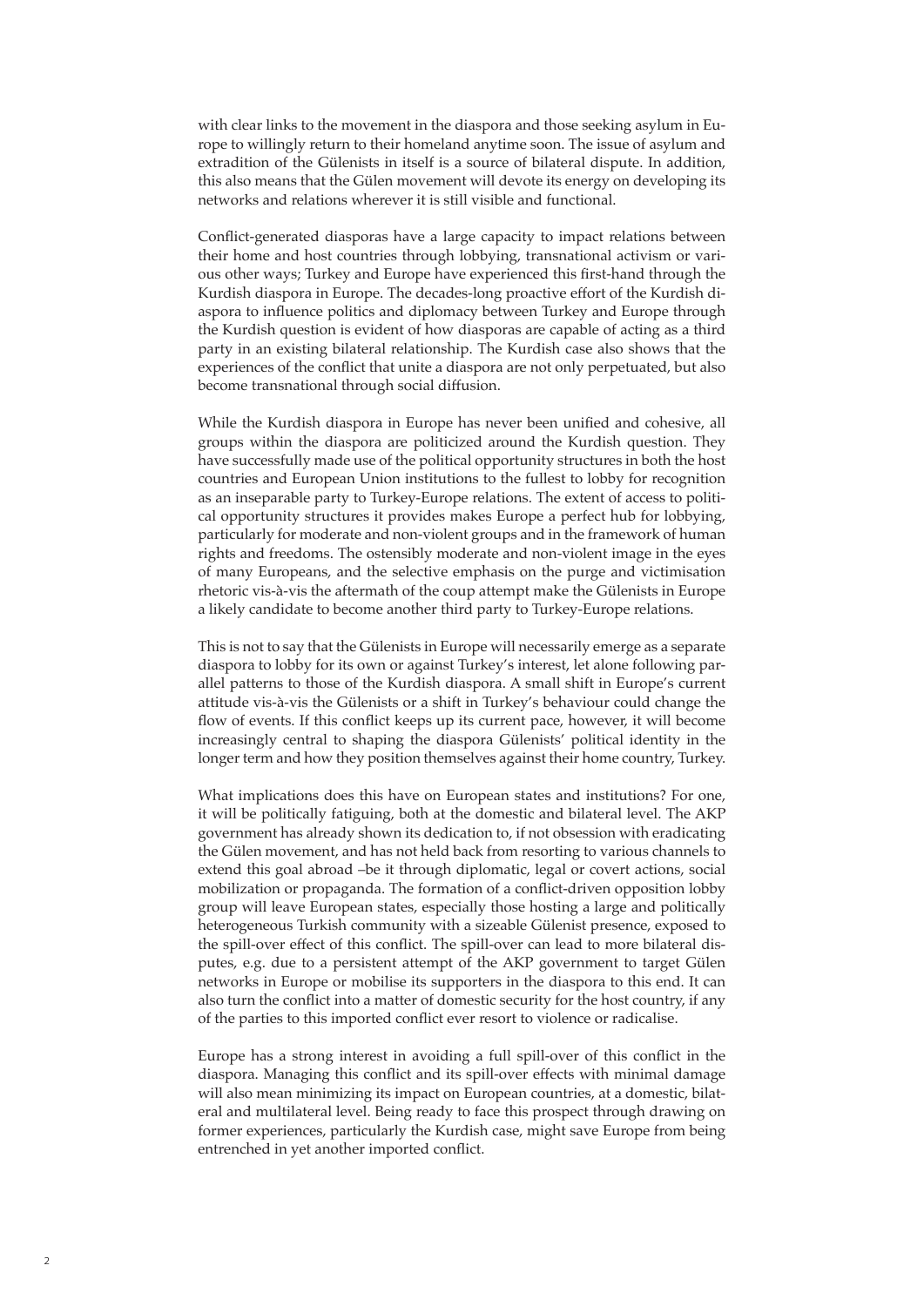with clear links to the movement in the diaspora and those seeking asylum in Europe to willingly return to their homeland anytime soon. The issue of asylum and extradition of the Gülenists in itself is a source of bilateral dispute. In addition, this also means that the Gülen movement will devote its energy on developing its networks and relations wherever it is still visible and functional.

Conflict-generated diasporas have a large capacity to impact relations between their home and host countries through lobbying, transnational activism or various other ways; Turkey and Europe have experienced this first-hand through the Kurdish diaspora in Europe. The decades-long proactive effort of the Kurdish diaspora to influence politics and diplomacy between Turkey and Europe through the Kurdish question is evident of how diasporas are capable of acting as a third party in an existing bilateral relationship. The Kurdish case also shows that the experiences of the conflict that unite a diaspora are not only perpetuated, but also become transnational through social diffusion.

While the Kurdish diaspora in Europe has never been unified and cohesive, all groups within the diaspora are politicized around the Kurdish question. They have successfully made use of the political opportunity structures in both the host countries and European Union institutions to the fullest to lobby for recognition as an inseparable party to Turkey-Europe relations. The extent of access to political opportunity structures it provides makes Europe a perfect hub for lobbying, particularly for moderate and non-violent groups and in the framework of human rights and freedoms. The ostensibly moderate and non-violent image in the eyes of many Europeans, and the selective emphasis on the purge and victimisation rhetoric vis-à-vis the aftermath of the coup attempt make the Gülenists in Europe a likely candidate to become another third party to Turkey-Europe relations.

This is not to say that the Gülenists in Europe will necessarily emerge as a separate diaspora to lobby for its own or against Turkey's interest, let alone following parallel patterns to those of the Kurdish diaspora. A small shift in Europe's current attitude vis-à-vis the Gülenists or a shift in Turkey's behaviour could change the flow of events. If this conflict keeps up its current pace, however, it will become increasingly central to shaping the diaspora Gülenists' political identity in the longer term and how they position themselves against their home country, Turkey.

What implications does this have on European states and institutions? For one, it will be politically fatiguing, both at the domestic and bilateral level. The AKP government has already shown its dedication to, if not obsession with eradicating the Gülen movement, and has not held back from resorting to various channels to extend this goal abroad –be it through diplomatic, legal or covert actions, social mobilization or propaganda. The formation of a conflict-driven opposition lobby group will leave European states, especially those hosting a large and politically heterogeneous Turkish community with a sizeable Gülenist presence, exposed to the spill-over effect of this conflict. The spill-over can lead to more bilateral disputes, e.g. due to a persistent attempt of the AKP government to target Gülen networks in Europe or mobilise its supporters in the diaspora to this end. It can also turn the conflict into a matter of domestic security for the host country, if any of the parties to this imported conflict ever resort to violence or radicalise.

Europe has a strong interest in avoiding a full spill-over of this conflict in the diaspora. Managing this conflict and its spill-over effects with minimal damage will also mean minimizing its impact on European countries, at a domestic, bilateral and multilateral level. Being ready to face this prospect through drawing on former experiences, particularly the Kurdish case, might save Europe from being entrenched in yet another imported conflict.